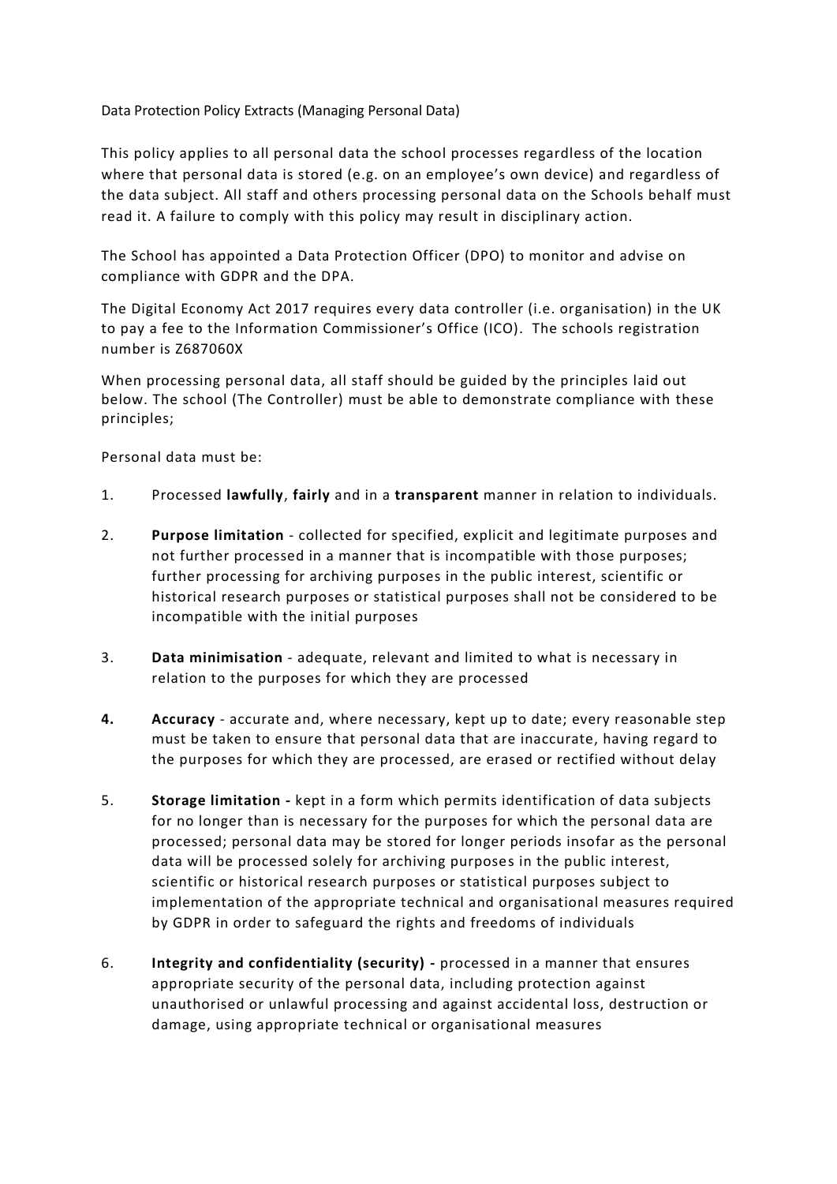Data Protection Policy Extracts (Managing Personal Data)

This policy applies to all personal data the school processes regardless of the location where that personal data is stored (e.g. on an employee's own device) and regardless of the data subject. All staff and others processing personal data on the Schools behalf must read it. A failure to comply with this policy may result in disciplinary action.

The School has appointed a Data Protection Officer (DPO) to monitor and advise on compliance with GDPR and the DPA.

The Digital Economy Act 2017 requires every data controller (i.e. organisation) in the UK to pay a fee to the Information Commissioner's Office (ICO). The schools registration number is Z687060X

When processing personal data, all staff should be guided by the principles laid out below. The school (The Controller) must be able to demonstrate compliance with these principles;

Personal data must be:

1. Processed **lawfully**, **fairly** and in a **transparent** manner in relation to individuals.
2. **Purpose limitation** - collected for specified, explicit and legitimate purposes and not further processed in a manner that is incompatible with those purposes; further processing for archiving purposes in the public interest, scientific or historical research purposes or statistical purposes shall not be considered to be incompatible with the initial purposes
3. **Data minimisation** - adequate, relevant and limited to what is necessary in relation to the purposes for which they are processed
4. **Accuracy** - accurate and, where necessary, kept up to date; every reasonable step must be taken to ensure that personal data that are inaccurate, having regard to the purposes for which they are processed, are erased or rectified without delay
5. **Storage limitation -** kept in a form which permits identification of data subjects for no longer than is necessary for the purposes for which the personal data are processed; personal data may be stored for longer periods insofar as the personal data will be processed solely for archiving purposes in the public interest, scientific or historical research purposes or statistical purposes subject to implementation of the appropriate technical and organisational measures required by GDPR in order to safeguard the rights and freedoms of individuals
6. **Integrity and confidentiality (security) -** processed in a manner that ensures appropriate security of the personal data, including protection against unauthorised or unlawful processing and against accidental loss, destruction or damage, using appropriate technical or organisational measures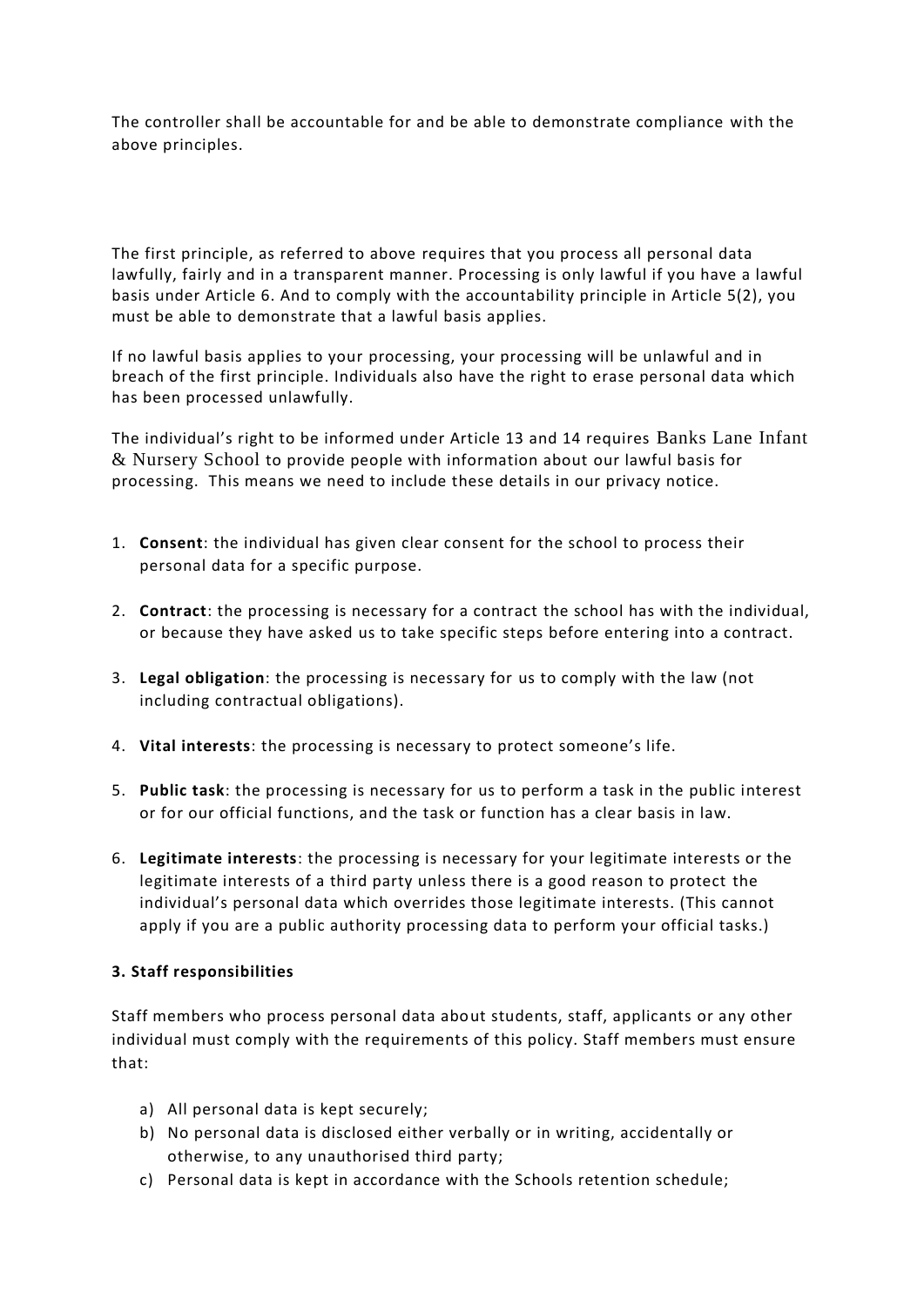The controller shall be accountable for and be able to demonstrate compliance with the above principles.

The first principle, as referred to above requires that you process all personal data lawfully, fairly and in a transparent manner. Processing is only lawful if you have a lawful basis under Article 6. And to comply with the accountability principle in Article 5(2), you must be able to demonstrate that a lawful basis applies.

If no lawful basis applies to your processing, your processing will be unlawful and in breach of the first principle. Individuals also have the right to erase personal data which has been processed unlawfully.

The individual's right to be informed under Article 13 and 14 requires Banks Lane Infant & Nursery School to provide people with information about our lawful basis for processing. This means we need to include these details in our privacy notice.

1. **Consent**: the individual has given clear consent for the school to process their personal data for a specific purpose.
2. **Contract**: the processing is necessary for a contract the school has with the individual, or because they have asked us to take specific steps before entering into a contract.
3. **Legal obligation**: the processing is necessary for us to comply with the law (not including contractual obligations).
4. **Vital interests**: the processing is necessary to protect someone's life.
5. **Public task**: the processing is necessary for us to perform a task in the public interest or for our official functions, and the task or function has a clear basis in law.
6. **Legitimate interests**: the processing is necessary for your legitimate interests or the legitimate interests of a third party unless there is a good reason to protect the individual's personal data which overrides those legitimate interests. (This cannot apply if you are a public authority processing data to perform your official tasks.)

**3. Staff responsibilities**

Staff members who process personal data about students, staff, applicants or any other individual must comply with the requirements of this policy. Staff members must ensure that:

a) All personal data is kept securely;
b) No personal data is disclosed either verbally or in writing, accidentally or otherwise, to any unauthorised third party;
c) Personal data is kept in accordance with the Schools retention schedule;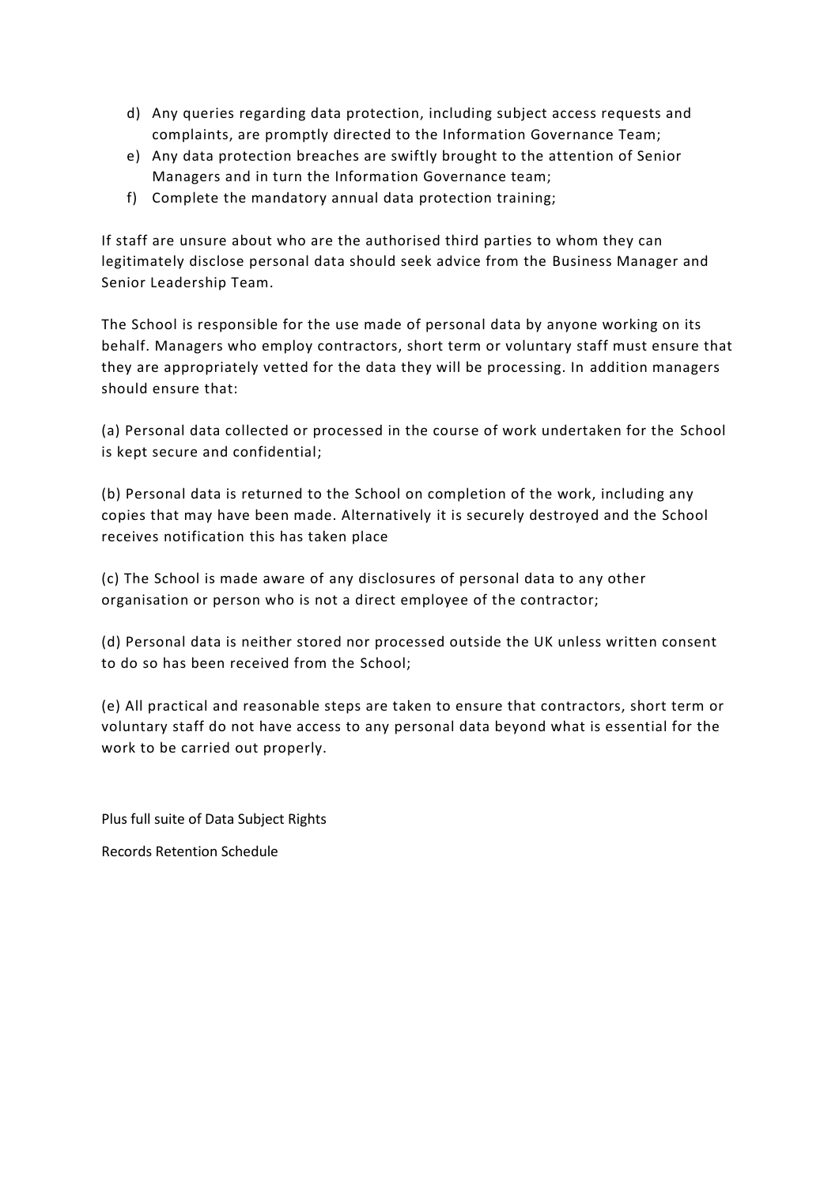d) Any queries regarding data protection, including subject access requests and complaints, are promptly directed to the Information Governance Team;
e) Any data protection breaches are swiftly brought to the attention of Senior Managers and in turn the Information Governance team;
f) Complete the mandatory annual data protection training;

If staff are unsure about who are the authorised third parties to whom they can legitimately disclose personal data should seek advice from the Business Manager and Senior Leadership Team.

The School is responsible for the use made of personal data by anyone working on its behalf. Managers who employ contractors, short term or voluntary staff must ensure that they are appropriately vetted for the data they will be processing. In addition managers should ensure that:

(a) Personal data collected or processed in the course of work undertaken for the School is kept secure and confidential;

(b) Personal data is returned to the School on completion of the work, including any copies that may have been made. Alternatively it is securely destroyed and the School receives notification this has taken place

(c) The School is made aware of any disclosures of personal data to any other organisation or person who is not a direct employee of the contractor;

(d) Personal data is neither stored nor processed outside the UK unless written consent to do so has been received from the School;

(e) All practical and reasonable steps are taken to ensure that contractors, short term or voluntary staff do not have access to any personal data beyond what is essential for the work to be carried out properly.

Plus full suite of Data Subject Rights

Records Retention Schedule